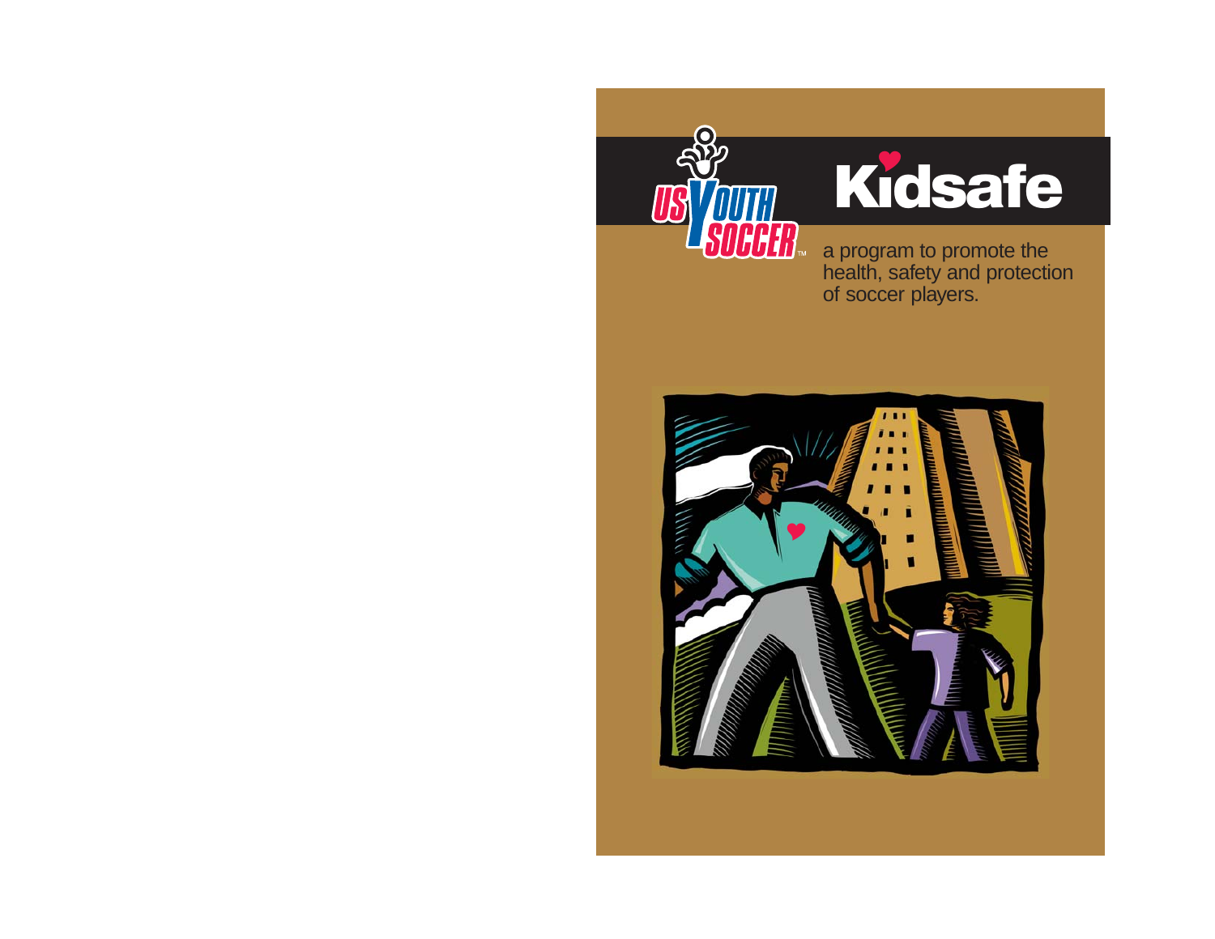US YOUTH SOCCER™

# Kidsafe

a program to promote the health, safety and protection of soccer players.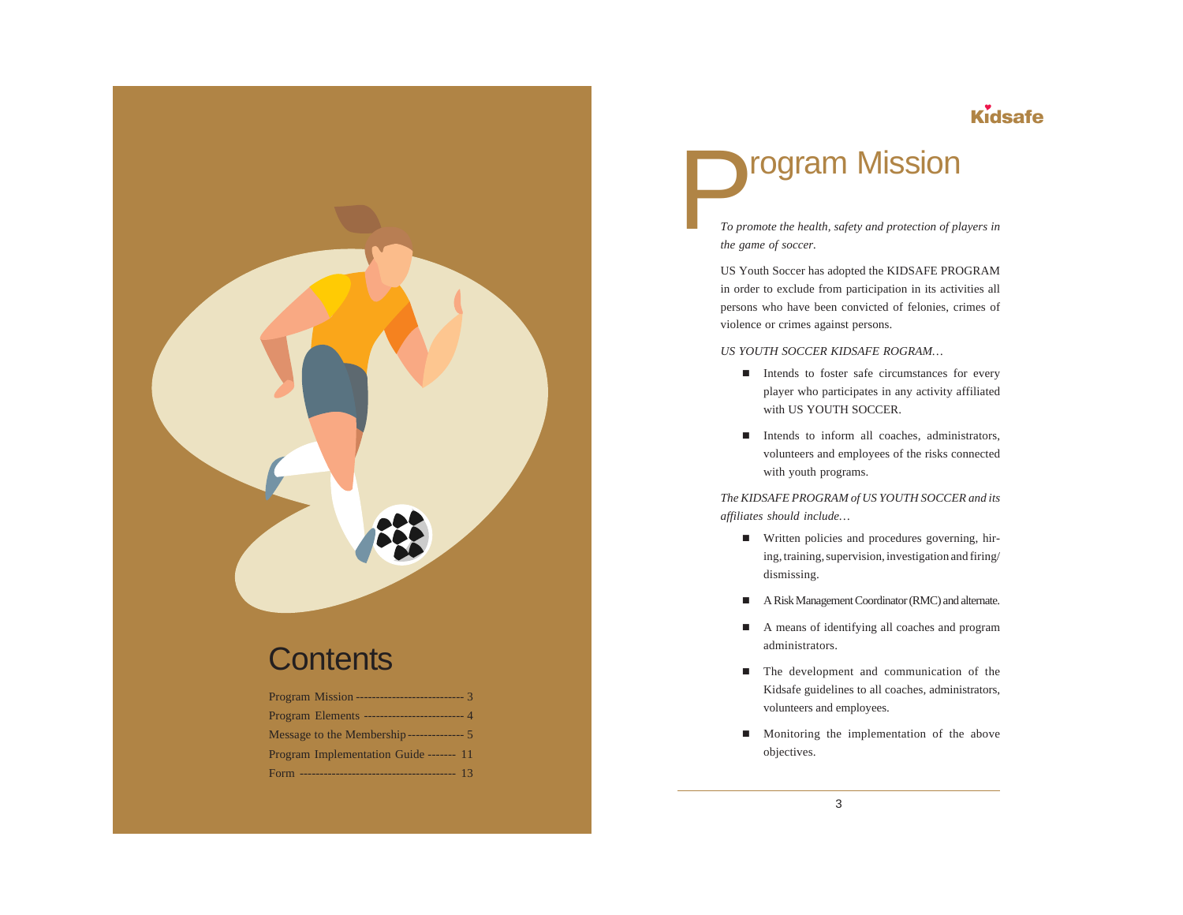# Contents

Program Mission -------------------------- 3
Program Elements ------------------------ 4
Message to the Membership ------------- 5
Program Implementation Guide ------- 11
Form -------------------------------------- 13

Kidsafe

# Program Mission

*To promote the health, safety and protection of players in the game of soccer.*

US Youth Soccer has adopted the KIDSAFE PROGRAM in order to exclude from participation in its activities all persons who have been convicted of felonies, crimes of violence or crimes against persons.

*US YOUTH SOCCER KIDSAFE ROGRAM…*

- Intends to foster safe circumstances for every player who participates in any activity affiliated with US YOUTH SOCCER.
- Intends to inform all coaches, administrators, volunteers and employees of the risks connected with youth programs.

*The KIDSAFE PROGRAM of US YOUTH SOCCER and its affiliates should include…*

- Written policies and procedures governing, hiring, training, supervision, investigation and firing/ dismissing.
- A Risk Management Coordinator (RMC) and alternate.
- A means of identifying all coaches and program administrators.
- The development and communication of the Kidsafe guidelines to all coaches, administrators, volunteers and employees.
- Monitoring the implementation of the above objectives.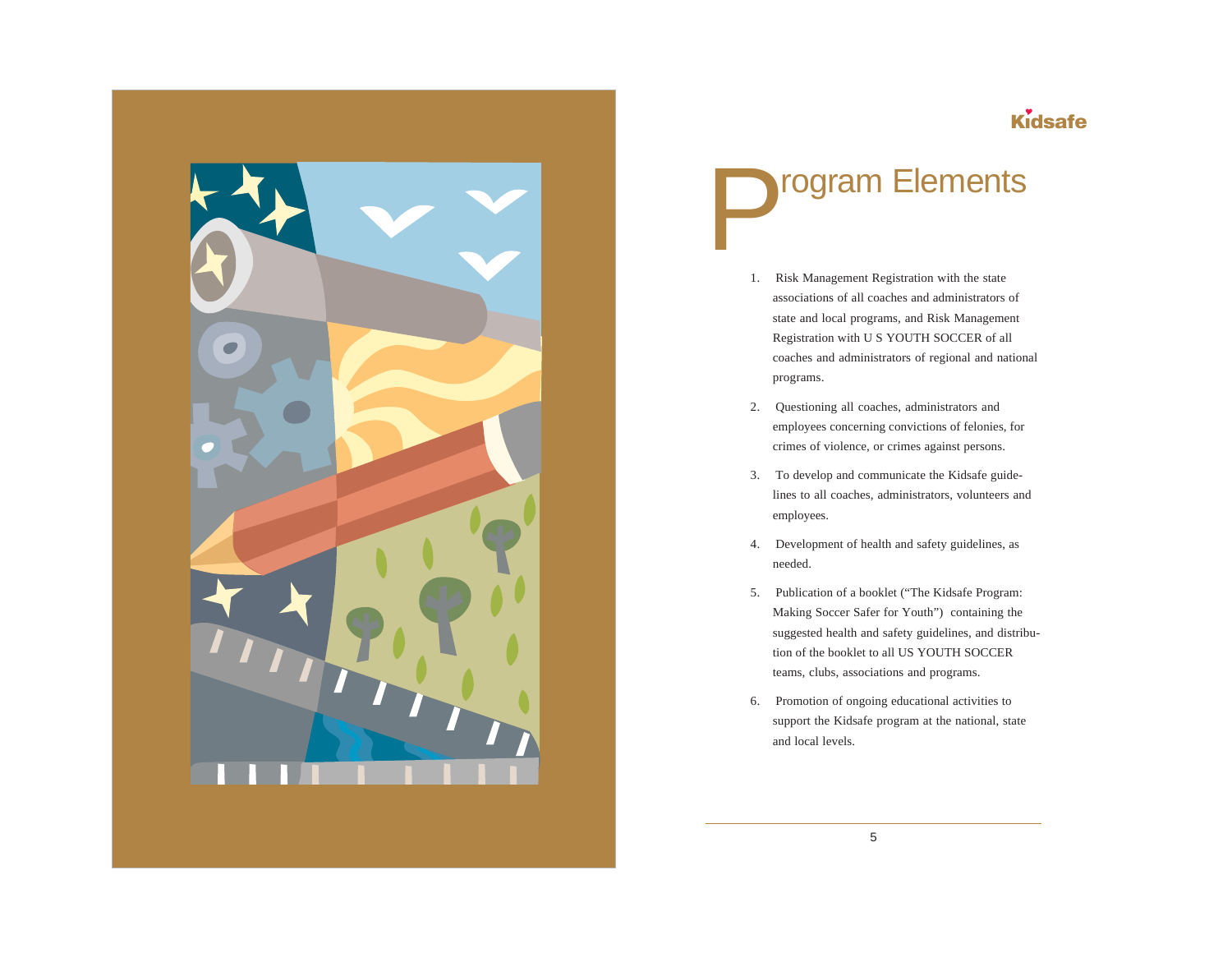# Program Elements

1. Risk Management Registration with the state associations of all coaches and administrators of state and local programs, and Risk Management Registration with U S YOUTH SOCCER of all coaches and administrators of regional and national programs.

2. Questioning all coaches, administrators and employees concerning convictions of felonies, for crimes of violence, or crimes against persons.

3. To develop and communicate the Kidsafe guidelines to all coaches, administrators, volunteers and employees.

4. Development of health and safety guidelines, as needed.

5. Publication of a booklet ("The Kidsafe Program: Making Soccer Safer for Youth") containing the suggested health and safety guidelines, and distribution of the booklet to all US YOUTH SOCCER teams, clubs, associations and programs.

6. Promotion of ongoing educational activities to support the Kidsafe program at the national, state and local levels.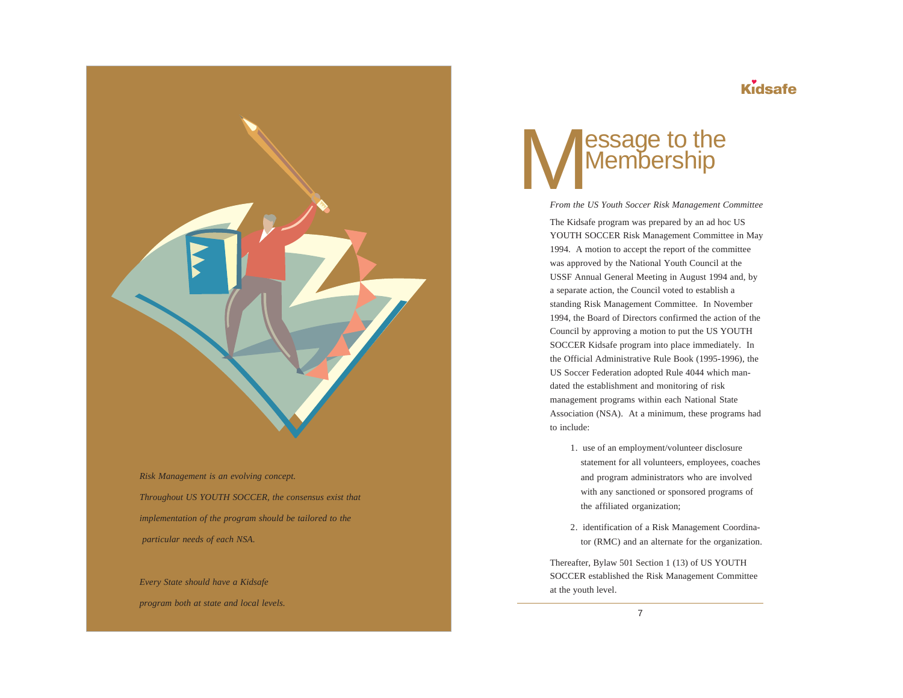*Risk Management is an evolving concept.*

*Throughout US YOUTH SOCCER, the consensus exist that implementation of the program should be tailored to the particular needs of each NSA.*

*Every State should have a Kidsafe program both at state and local levels.*

# Message to the Membership

*From the US Youth Soccer Risk Management Committee*

The Kidsafe program was prepared by an ad hoc US YOUTH SOCCER Risk Management Committee in May 1994. A motion to accept the report of the committee was approved by the National Youth Council at the USSF Annual General Meeting in August 1994 and, by a separate action, the Council voted to establish a standing Risk Management Committee. In November 1994, the Board of Directors confirmed the action of the Council by approving a motion to put the US YOUTH SOCCER Kidsafe program into place immediately. In the Official Administrative Rule Book (1995-1996), the US Soccer Federation adopted Rule 4044 which mandated the establishment and monitoring of risk management programs within each National State Association (NSA). At a minimum, these programs had to include:

1. use of an employment/volunteer disclosure statement for all volunteers, employees, coaches and program administrators who are involved with any sanctioned or sponsored programs of the affiliated organization;
2. identification of a Risk Management Coordinator (RMC) and an alternate for the organization.

Thereafter, Bylaw 501 Section 1 (13) of US YOUTH SOCCER established the Risk Management Committee at the youth level.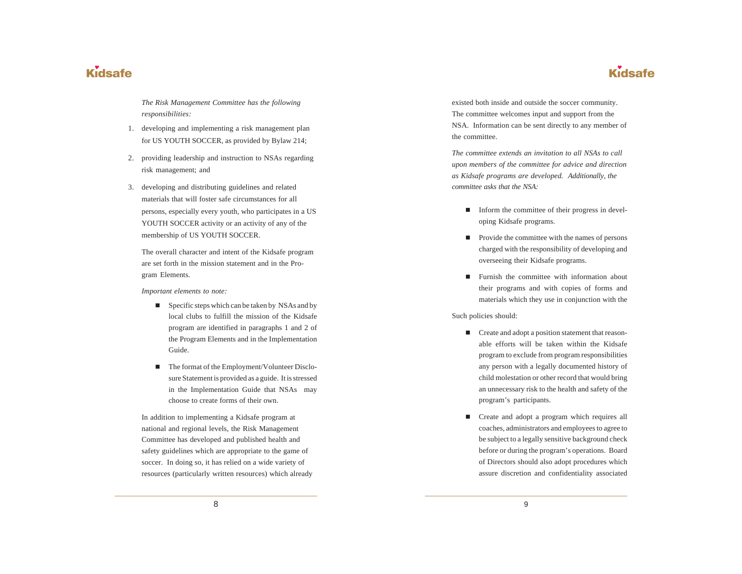*The Risk Management Committee has the following responsibilities:*

1. developing and implementing a risk management plan for US YOUTH SOCCER, as provided by Bylaw 214;
2. providing leadership and instruction to NSAs regarding risk management; and
3. developing and distributing guidelines and related materials that will foster safe circumstances for all persons, especially every youth, who participates in a US YOUTH SOCCER activity or an activity of any of the membership of US YOUTH SOCCER.

The overall character and intent of the Kidsafe program are set forth in the mission statement and in the Program Elements.

*Important elements to note:*

- Specific steps which can be taken by NSAs and by local clubs to fulfill the mission of the Kidsafe program are identified in paragraphs 1 and 2 of the Program Elements and in the Implementation Guide.
- The format of the Employment/Volunteer Disclosure Statement is provided as a guide. It is stressed in the Implementation Guide that NSAs may choose to create forms of their own.

In addition to implementing a Kidsafe program at national and regional levels, the Risk Management Committee has developed and published health and safety guidelines which are appropriate to the game of soccer. In doing so, it has relied on a wide variety of resources (particularly written resources) which already existed both inside and outside the soccer community. The committee welcomes input and support from the NSA. Information can be sent directly to any member of the committee.

*The committee extends an invitation to all NSAs to call upon members of the committee for advice and direction as Kidsafe programs are developed. Additionally, the committee asks that the NSA:*

- Inform the committee of their progress in developing Kidsafe programs.
- Provide the committee with the names of persons charged with the responsibility of developing and overseeing their Kidsafe programs.
- Furnish the committee with information about their programs and with copies of forms and materials which they use in conjunction with the

Such policies should:

- Create and adopt a position statement that reasonable efforts will be taken within the Kidsafe program to exclude from program responsibilities any person with a legally documented history of child molestation or other record that would bring an unnecessary risk to the health and safety of the program's participants.
- Create and adopt a program which requires all coaches, administrators and employees to agree to be subject to a legally sensitive background check before or during the program's operations. Board of Directors should also adopt procedures which assure discretion and confidentiality associated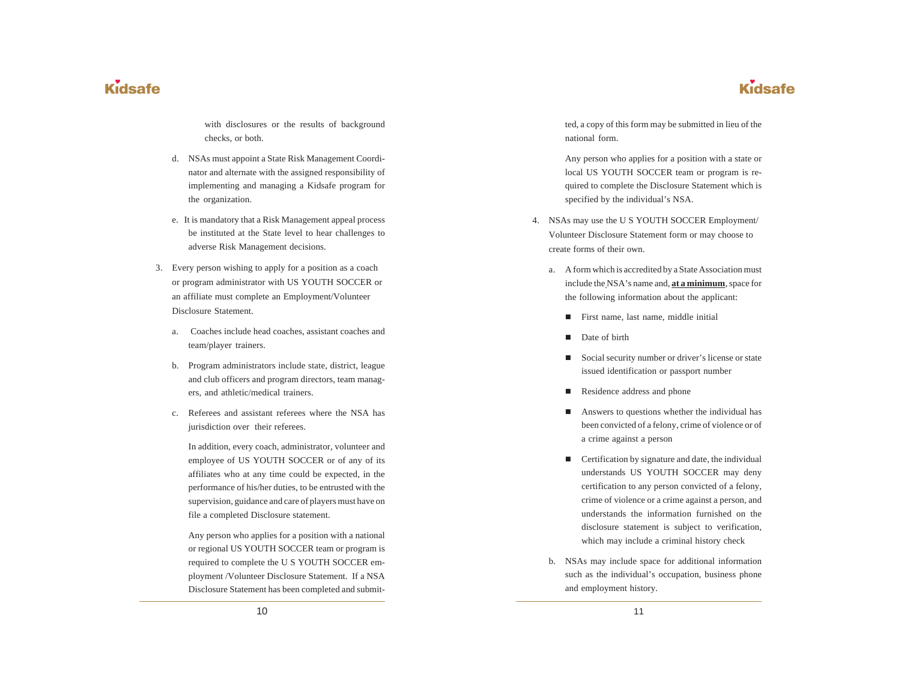with disclosures or the results of background checks, or both.

d. NSAs must appoint a State Risk Management Coordinator and alternate with the assigned responsibility of implementing and managing a Kidsafe program for the organization.

e. It is mandatory that a Risk Management appeal process be instituted at the State level to hear challenges to adverse Risk Management decisions.

3. Every person wishing to apply for a position as a coach or program administrator with US YOUTH SOCCER or an affiliate must complete an Employment/Volunteer Disclosure Statement.

   a. Coaches include head coaches, assistant coaches and team/player trainers.

   b. Program administrators include state, district, league and club officers and program directors, team managers, and athletic/medical trainers.

   c. Referees and assistant referees where the NSA has jurisdiction over their referees.

   In addition, every coach, administrator, volunteer and employee of US YOUTH SOCCER or of any of its affiliates who at any time could be expected, in the performance of his/her duties, to be entrusted with the supervision, guidance and care of players must have on file a completed Disclosure statement.

   Any person who applies for a position with a national or regional US YOUTH SOCCER team or program is required to complete the U S YOUTH SOCCER employment /Volunteer Disclosure Statement. If a NSA Disclosure Statement has been completed and submitted, a copy of this form may be submitted in lieu of the national form.

   Any person who applies for a position with a state or local US YOUTH SOCCER team or program is required to complete the Disclosure Statement which is specified by the individual's NSA.

4. NSAs may use the U S YOUTH SOCCER Employment/ Volunteer Disclosure Statement form or may choose to create forms of their own.

   a. A form which is accredited by a State Association must include the NSA's name and, **at a minimum**, space for the following information about the applicant:

      - First name, last name, middle initial
      - Date of birth
      - Social security number or driver's license or state issued identification or passport number
      - Residence address and phone
      - Answers to questions whether the individual has been convicted of a felony, crime of violence or of a crime against a person
      - Certification by signature and date, the individual understands US YOUTH SOCCER may deny certification to any person convicted of a felony, crime of violence or a crime against a person, and understands the information furnished on the disclosure statement is subject to verification, which may include a criminal history check

   b. NSAs may include space for additional information such as the individual's occupation, business phone and employment history.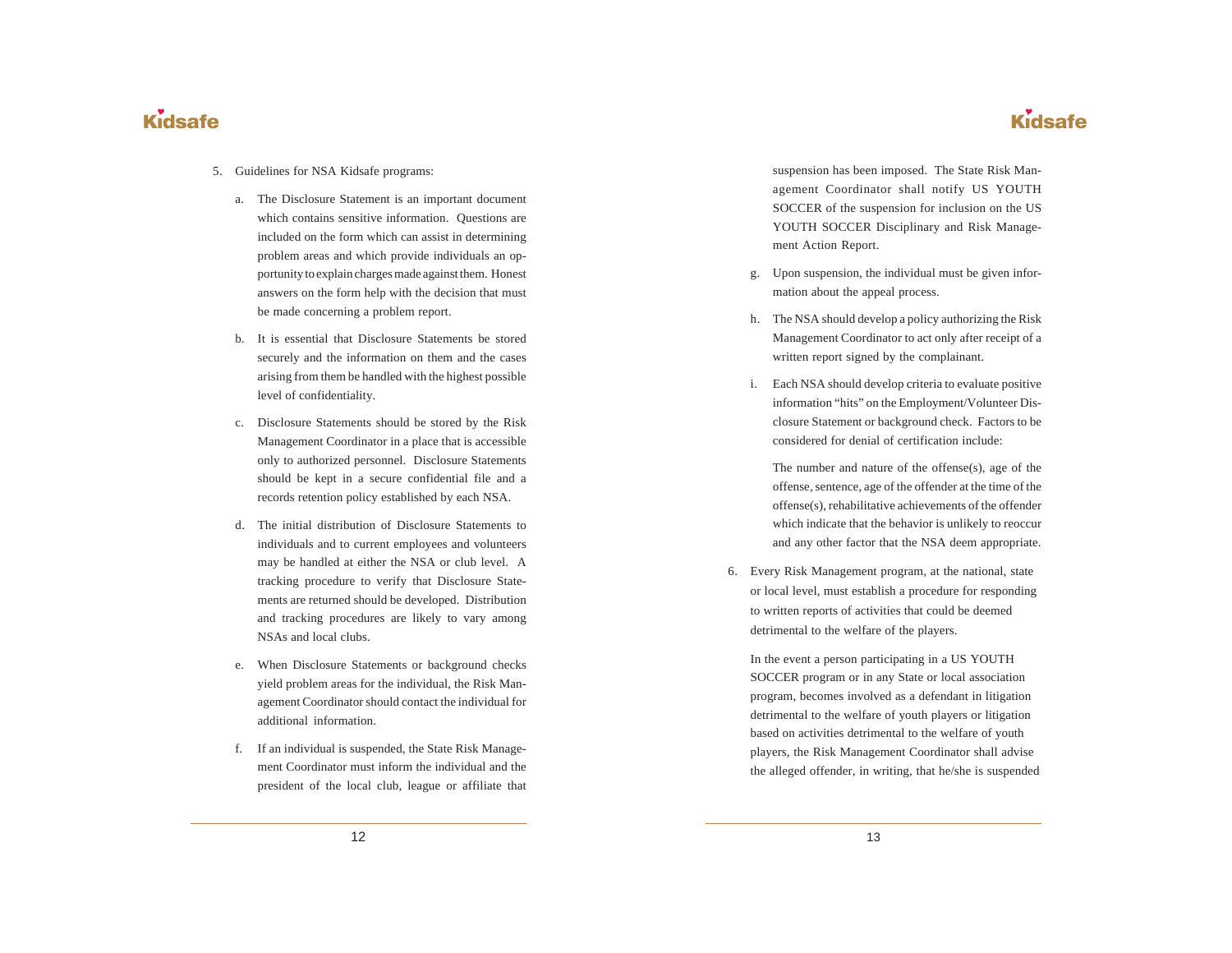5. Guidelines for NSA Kidsafe programs:

   a. The Disclosure Statement is an important document which contains sensitive information. Questions are included on the form which can assist in determining problem areas and which provide individuals an opportunity to explain charges made against them. Honest answers on the form help with the decision that must be made concerning a problem report.

   b. It is essential that Disclosure Statements be stored securely and the information on them and the cases arising from them be handled with the highest possible level of confidentiality.

   c. Disclosure Statements should be stored by the Risk Management Coordinator in a place that is accessible only to authorized personnel. Disclosure Statements should be kept in a secure confidential file and a records retention policy established by each NSA.

   d. The initial distribution of Disclosure Statements to individuals and to current employees and volunteers may be handled at either the NSA or club level. A tracking procedure to verify that Disclosure Statements are returned should be developed. Distribution and tracking procedures are likely to vary among NSAs and local clubs.

   e. When Disclosure Statements or background checks yield problem areas for the individual, the Risk Management Coordinator should contact the individual for additional information.

   f. If an individual is suspended, the State Risk Management Coordinator must inform the individual and the president of the local club, league or affiliate that suspension has been imposed. The State Risk Management Coordinator shall notify US YOUTH SOCCER of the suspension for inclusion on the US YOUTH SOCCER Disciplinary and Risk Management Action Report.

   g. Upon suspension, the individual must be given information about the appeal process.

   h. The NSA should develop a policy authorizing the Risk Management Coordinator to act only after receipt of a written report signed by the complainant.

   i. Each NSA should develop criteria to evaluate positive information "hits" on the Employment/Volunteer Disclosure Statement or background check. Factors to be considered for denial of certification include:

      The number and nature of the offense(s), age of the offense, sentence, age of the offender at the time of the offense(s), rehabilitative achievements of the offender which indicate that the behavior is unlikely to reoccur and any other factor that the NSA deem appropriate.

6. Every Risk Management program, at the national, state or local level, must establish a procedure for responding to written reports of activities that could be deemed detrimental to the welfare of the players.

   In the event a person participating in a US YOUTH SOCCER program or in any State or local association program, becomes involved as a defendant in litigation detrimental to the welfare of youth players or litigation based on activities detrimental to the welfare of youth players, the Risk Management Coordinator shall advise the alleged offender, in writing, that he/she is suspended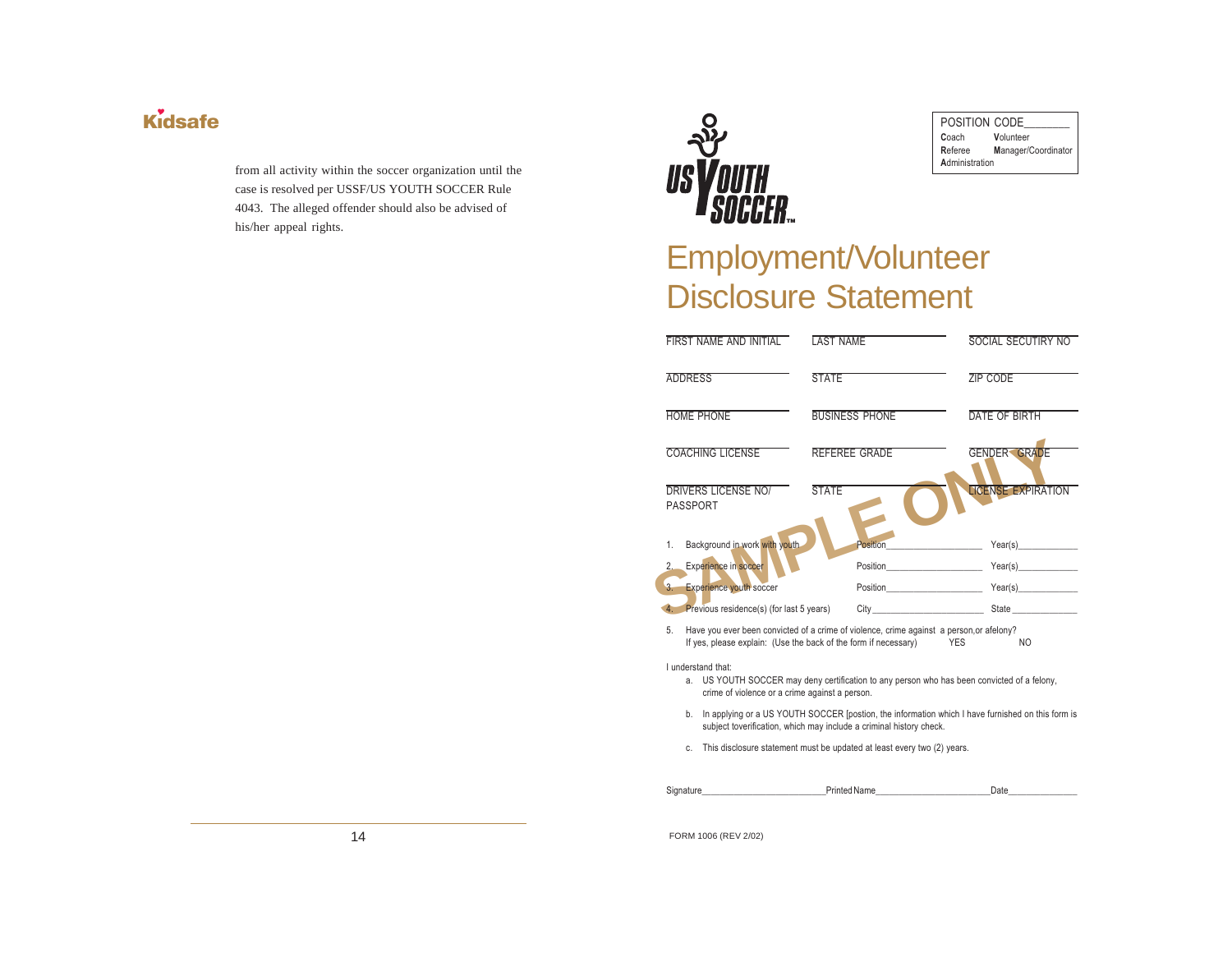from all activity within the soccer organization until the case is resolved per USSF/US YOUTH SOCCER Rule 4043. The alleged offender should also be advised of his/her appeal rights.

| POSITION CODE________ | |
|---|---|
| Coach | Volunteer |
| Referee | Manager/Coordinator |
| Administration | |

# Employment/Volunteer Disclosure Statement

| | | |
|---|---|---|
| FIRST NAME AND INITIAL | LAST NAME | SOCIAL SECUTIRY NO |
| ADDRESS | STATE | ZIP CODE |
| HOME PHONE | BUSINESS PHONE | DATE OF BIRTH |
| COACHING LICENSE | REFEREE GRADE | GENDER GRADE |
| DRIVERS LICENSE NO/ PASSPORT | STATE | LICENSE EXPIRATION |

SAMPLE ONLY

1. Background in work with youth Position____________________ Year(s)____________
2. Experience in soccer Position____________________ Year(s)____________
3. Experience youth soccer Position____________________ Year(s)____________
4. Previous residence(s) (for last 5 years) City________________________ State ______________
5. Have you ever been convicted of a crime of violence, crime against a person,or afelony? If yes, please explain: (Use the back of the form if necessary) YES NO

I understand that:

a. US YOUTH SOCCER may deny certification to any person who has been convicted of a felony, crime of violence or a crime against a person.

b. In applying or a US YOUTH SOCCER [postion, the information which I have furnished on this form is subject toverification, which may include a criminal history check.

c. This disclosure statement must be updated at least every two (2) years.

Signature___________________________Printed Name_________________________Date_______________

FORM 1006 (REV 2/02)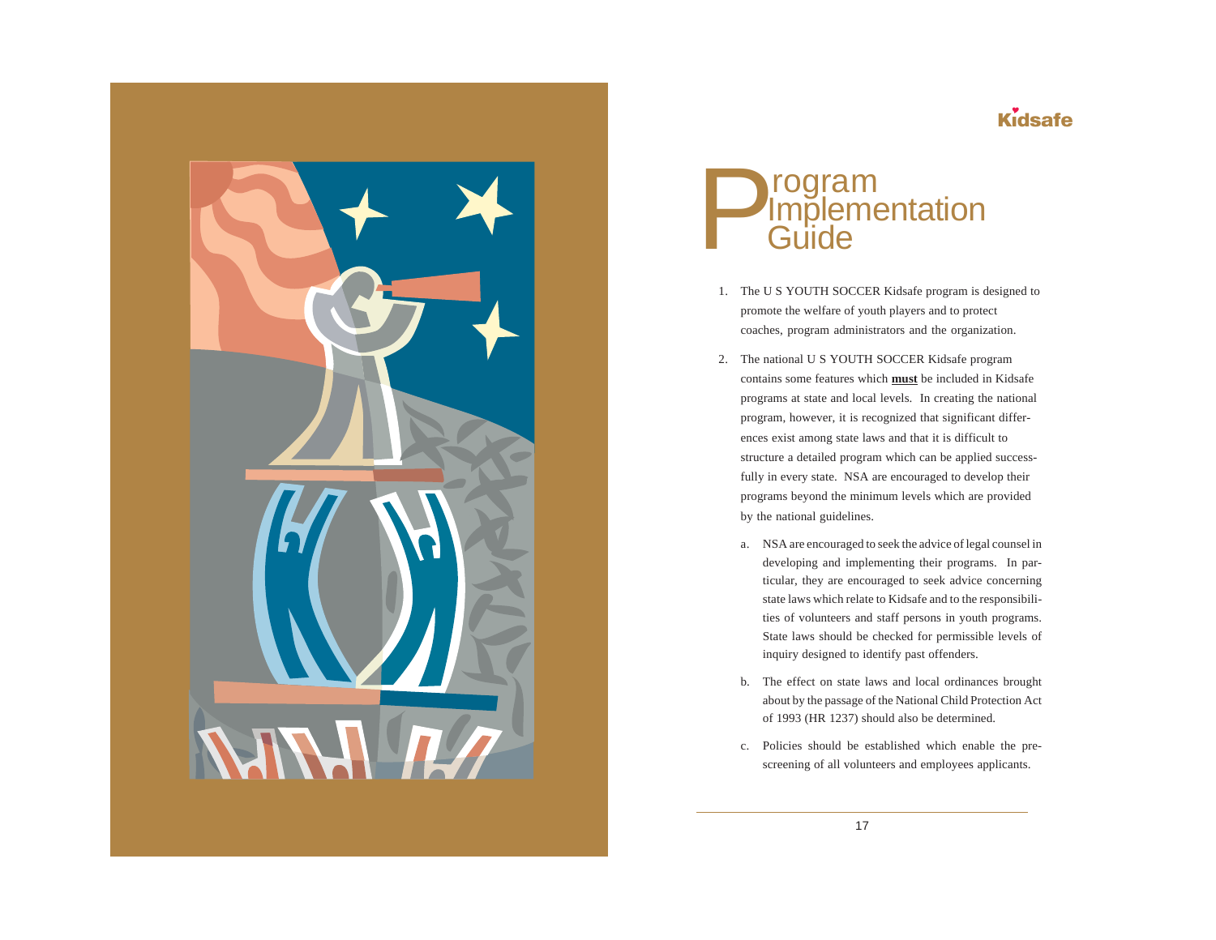# Program Implementation Guide

1. The U S YOUTH SOCCER Kidsafe program is designed to promote the welfare of youth players and to protect coaches, program administrators and the organization.

2. The national U S YOUTH SOCCER Kidsafe program contains some features which **must** be included in Kidsafe programs at state and local levels. In creating the national program, however, it is recognized that significant differences exist among state laws and that it is difficult to structure a detailed program which can be applied successfully in every state. NSA are encouraged to develop their programs beyond the minimum levels which are provided by the national guidelines.

   a. NSA are encouraged to seek the advice of legal counsel in developing and implementing their programs. In particular, they are encouraged to seek advice concerning state laws which relate to Kidsafe and to the responsibilities of volunteers and staff persons in youth programs. State laws should be checked for permissible levels of inquiry designed to identify past offenders.

   b. The effect on state laws and local ordinances brought about by the passage of the National Child Protection Act of 1993 (HR 1237) should also be determined.

   c. Policies should be established which enable the pre-screening of all volunteers and employees applicants.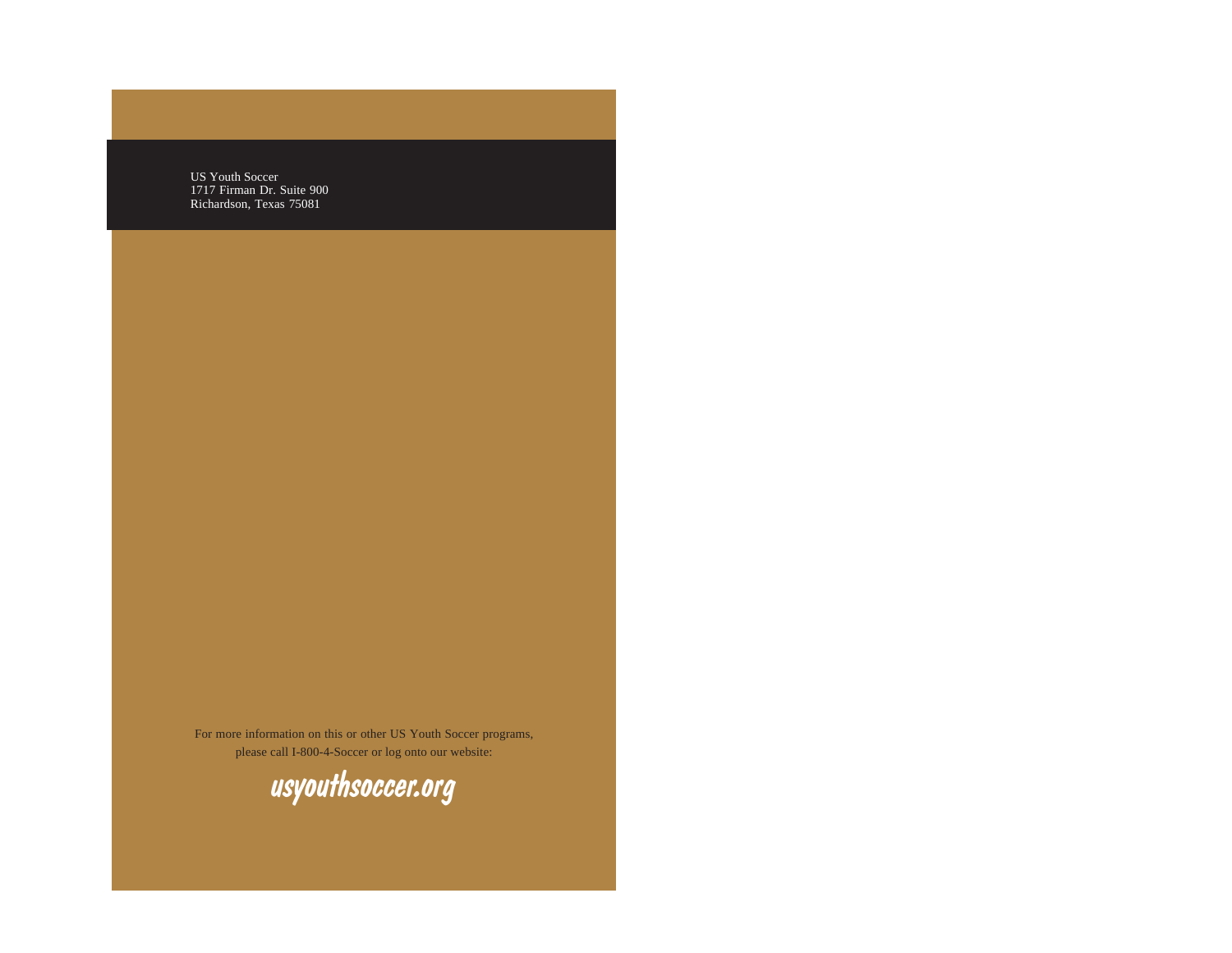US Youth Soccer
1717 Firman Dr. Suite 900
Richardson, Texas 75081

For more information on this or other US Youth Soccer programs, please call I-800-4-Soccer or log onto our website:

**usyouthsoccer.org**